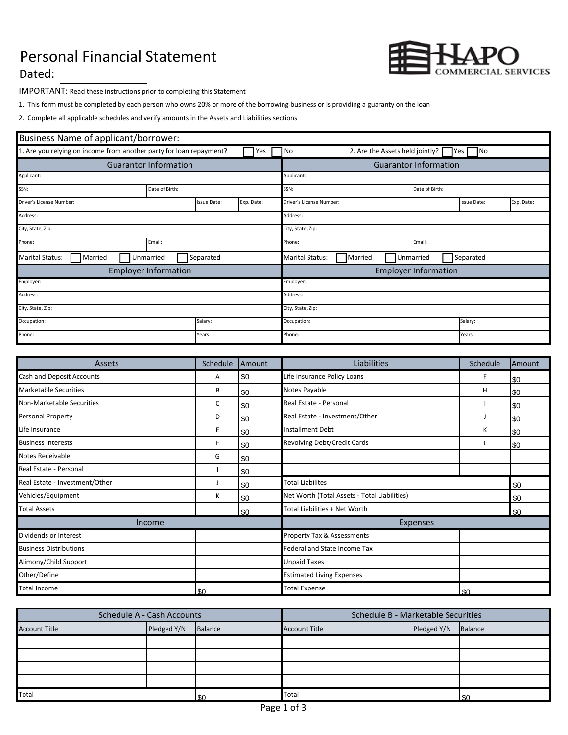# Personal Financial Statement

Dated: ______________

HAPO COMMERCIAL SERVICES

IMPORTANT: Read these instructions prior to completing this Statement

1. This form must be completed by each person who owns 20% or more of the borrowing business or is providing a guaranty on the loan
2. Complete all applicable schedules and verify amounts in the Assets and Liabilities sections

| Business Name of applicant/borrower: | | | | | | | |
|---|---|---|---|---|---|---|---|
| 1. Are you relying on income from another party for loan repayment? ☐ Yes ☐ No | | | | 2. Are the Assets held jointly? ☐ Yes ☐ No | | | |
| **Guarantor Information** | | | | **Guarantor Information** | | | |
| Applicant: | | | | Applicant: | | | |
| SSN: | Date of Birth: | | | SSN: | Date of Birth: | | |
| Driver's License Number: | | Issue Date: | Exp. Date: | Driver's License Number: | | Issue Date: | Exp. Date: |
| Address: | | | | Address: | | | |
| City, State, Zip: | | | | City, State, Zip: | | | |
| Phone: | Email: | | | Phone: | Email: | | |
| Marital Status: ☐ Married ☐ Unmarried ☐ Separated | | | | Marital Status: ☐ Married ☐ Unmarried ☐ Separated | | | |
| **Employer Information** | | | | **Employer Information** | | | |
| Employer: | | | | Employer: | | | |
| Address: | | | | Address: | | | |
| City, State, Zip: | | | | City, State, Zip: | | | |
| Occupation: | | Salary: | | Occupation: | | Salary: | |
| Phone: | | Years: | | Phone: | | Years: | |

| Assets | Schedule | Amount | Liabilities | Schedule | Amount |
|---|---|---|---|---|---|
| Cash and Deposit Accounts | A | $0 | Life Insurance Policy Loans | E | $0 |
| Marketable Securities | B | $0 | Notes Payable | H | $0 |
| Non-Marketable Securities | C | $0 | Real Estate - Personal | I | $0 |
| Personal Property | D | $0 | Real Estate - Investment/Other | J | $0 |
| Life Insurance | E | $0 | Installment Debt | K | $0 |
| Business Interests | F | $0 | Revolving Debt/Credit Cards | L | $0 |
| Notes Receivable | G | $0 | | | |
| Real Estate - Personal | I | $0 | | | |
| Real Estate - Investment/Other | J | $0 | Total Liabilites | | $0 |
| Vehicles/Equipment | K | $0 | Net Worth (Total Assets - Total Liabilities) | | $0 |
| Total Assets | | $0 | Total Liabilities + Net Worth | | $0 |

| Income | | Expenses | |
|---|---|---|---|
| Dividends or Interest | | Property Tax & Assessments | |
| Business Distributions | | Federal and State Income Tax | |
| Alimony/Child Support | | Unpaid Taxes | |
| Other/Define | | Estimated Living Expenses | |
| Total Income | $0 | Total Expense | $0 |

| Schedule A - Cash Accounts | | | Schedule B - Marketable Securities | | |
|---|---|---|---|---|---|
| Account Title | Pledged Y/N | Balance | Account Title | Pledged Y/N | Balance |
| | | | | | |
| | | | | | |
| | | | | | |
| | | | | | |
| Total | | $0 | Total | | $0 |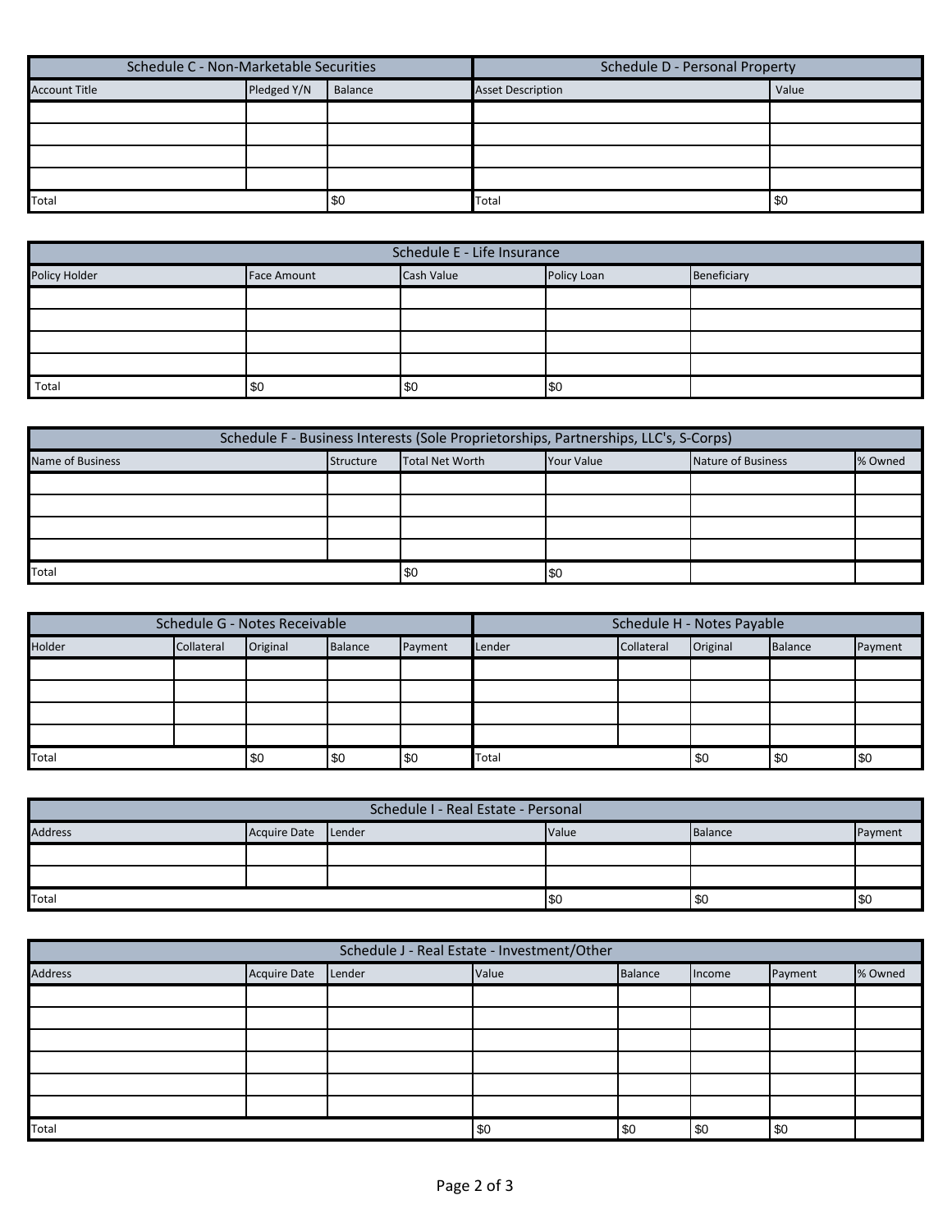## Schedule C - Non-Marketable Securities

| Account Title | Pledged Y/N | Balance |
|---|---|---|
| | | |
| | | |
| | | |
| | | |
| Total | | $0 |

## Schedule D - Personal Property

| Asset Description | Value |
|---|---|
| | |
| | |
| | |
| | |
| Total | $0 |

## Schedule E - Life Insurance

| Policy Holder | Face Amount | Cash Value | Policy Loan | Beneficiary |
|---|---|---|---|---|
| | | | | |
| | | | | |
| | | | | |
| | | | | |
| Total | $0 | $0 | $0 | |

## Schedule F - Business Interests (Sole Proprietorships, Partnerships, LLC's, S-Corps)

| Name of Business | Structure | Total Net Worth | Your Value | Nature of Business | % Owned |
|---|---|---|---|---|---|
| | | | | | |
| | | | | | |
| | | | | | |
| | | | | | |
| Total | | $0 | $0 | | |

## Schedule G - Notes Receivable

| Holder | Collateral | Original | Balance | Payment |
|---|---|---|---|---|
| | | | | |
| | | | | |
| | | | | |
| | | | | |
| Total | | $0 | $0 | $0 |

## Schedule H - Notes Payable

| Lender | Collateral | Original | Balance | Payment |
|---|---|---|---|---|
| | | | | |
| | | | | |
| | | | | |
| | | | | |
| Total | | $0 | $0 | $0 |

## Schedule I - Real Estate - Personal

| Address | Acquire Date | Lender | Value | Balance | Payment |
|---|---|---|---|---|---|
| | | | | | |
| | | | | | |
| Total | | | $0 | $0 | $0 |

## Schedule J - Real Estate - Investment/Other

| Address | Acquire Date | Lender | Value | Balance | Income | Payment | % Owned |
|---|---|---|---|---|---|---|---|
| | | | | | | | |
| | | | | | | | |
| | | | | | | | |
| | | | | | | | |
| | | | | | | | |
| | | | | | | | |
| Total | | | $0 | $0 | $0 | $0 | |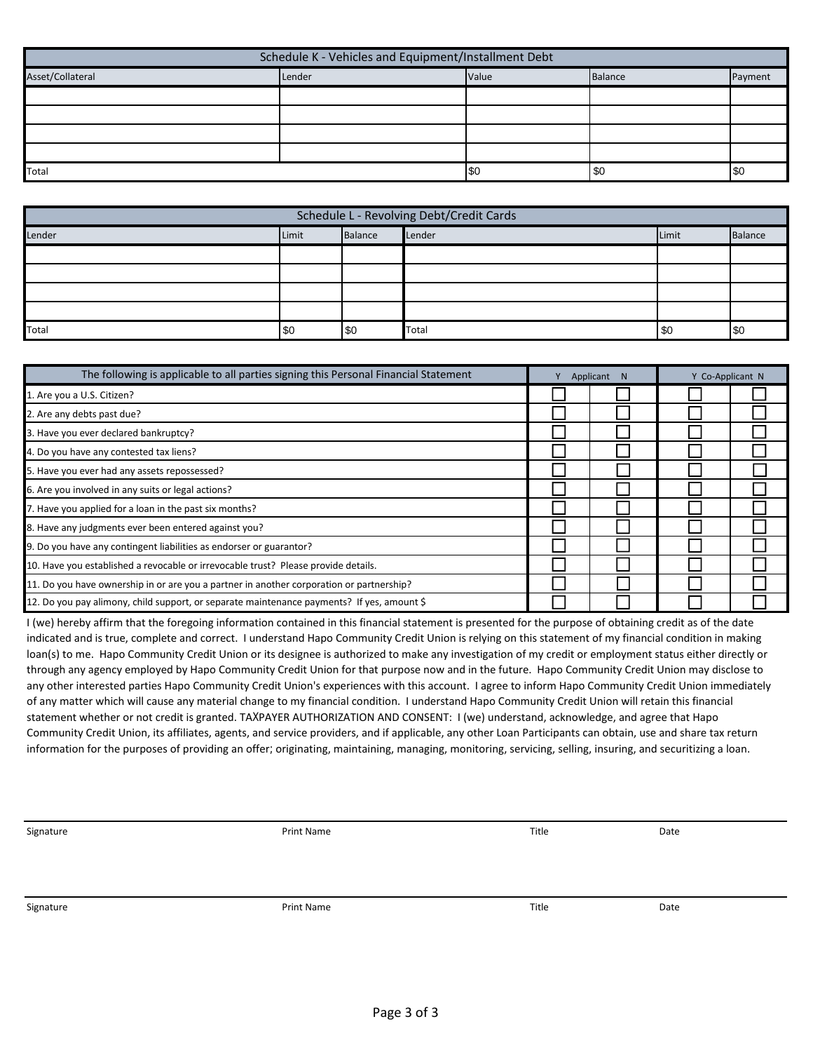| Schedule K - Vehicles and Equipment/Installment Debt | | | | |
|---|---|---|---|---|
| Asset/Collateral | Lender | Value | Balance | Payment |
| | | | | |
| | | | | |
| | | | | |
| | | | | |
| Total | | $0 | $0 | $0 |

| Schedule L - Revolving Debt/Credit Cards | | | | | |
|---|---|---|---|---|---|
| Lender | Limit | Balance | Lender | Limit | Balance |
| | | | | | |
| | | | | | |
| | | | | | |
| | | | | | |
| Total | $0 | $0 | Total | $0 | $0 |

| The following is applicable to all parties signing this Personal Financial Statement | Applicant Y | Applicant N | Co-Applicant Y | Co-Applicant N |
|---|---|---|---|---|
| 1. Are you a U.S. Citizen? | ☐ | ☐ | ☐ | ☐ |
| 2. Are any debts past due? | ☐ | ☐ | ☐ | ☐ |
| 3. Have you ever declared bankruptcy? | ☐ | ☐ | ☐ | ☐ |
| 4. Do you have any contested tax liens? | ☐ | ☐ | ☐ | ☐ |
| 5. Have you ever had any assets repossessed? | ☐ | ☐ | ☐ | ☐ |
| 6. Are you involved in any suits or legal actions? | ☐ | ☐ | ☐ | ☐ |
| 7. Have you applied for a loan in the past six months? | ☐ | ☐ | ☐ | ☐ |
| 8. Have any judgments ever been entered against you? | ☐ | ☐ | ☐ | ☐ |
| 9. Do you have any contingent liabilities as endorser or guarantor? | ☐ | ☐ | ☐ | ☐ |
| 10. Have you established a revocable or irrevocable trust? Please provide details. | ☐ | ☐ | ☐ | ☐ |
| 11. Do you have ownership in or are you a partner in another corporation or partnership? | ☐ | ☐ | ☐ | ☐ |
| 12. Do you pay alimony, child support, or separate maintenance payments? If yes, amount $ | ☐ | ☐ | ☐ | ☐ |

I (we) hereby affirm that the foregoing information contained in this financial statement is presented for the purpose of obtaining credit as of the date indicated and is true, complete and correct. I understand Hapo Community Credit Union is relying on this statement of my financial condition in making loan(s) to me. Hapo Community Credit Union or its designee is authorized to make any investigation of my credit or employment status either directly or through any agency employed by Hapo Community Credit Union for that purpose now and in the future. Hapo Community Credit Union may disclose to any other interested parties Hapo Community Credit Union's experiences with this account. I agree to inform Hapo Community Credit Union immediately of any matter which will cause any material change to my financial condition. I understand Hapo Community Credit Union will retain this financial statement whether or not credit is granted. TAXPAYER AUTHORIZATION AND CONSENT: I (we) understand, acknowledge, and agree that Hapo Community Credit Union, its affiliates, agents, and service providers, and if applicable, any other Loan Participants can obtain, use and share tax return information for the purposes of providing an offer; originating, maintaining, managing, monitoring, servicing, selling, insuring, and securitizing a loan.

Signature | Print Name | Title | Date

Signature | Print Name | Title | Date